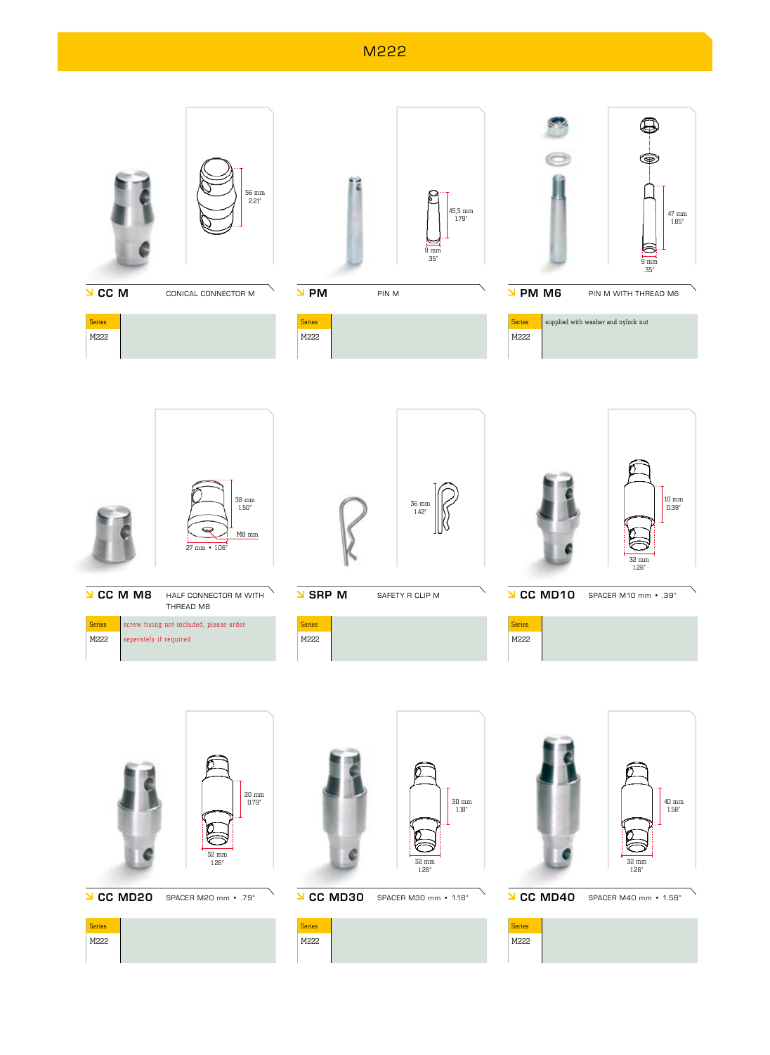# M222

## CC M — CONICAL CONNECTOR M

56 mm
2.21"

| Series | |
|---|---|
| M222 | |

## PM — PIN M

45,5 mm
1.79"

9 mm
.35"

| Series | |
|---|---|
| M222 | |

## PM M6 — PIN M WITH THREAD M6

47 mm
1.85"

9 mm
.35"

| Series | supplied with washer and nylock nut |
|---|---|
| M222 | |

## CC M M8 — HALF CONNECTOR M WITH THREAD M8

38 mm
1.50"

M8 mm

27 mm • 1.06"

| Series | screw fixing not included, please order |
|---|---|
| M222 | seperately if required |

## SRP M — SAFETY R CLIP M

36 mm
1.42"

| Series | |
|---|---|
| M222 | |

## CC MD10 — SPACER M10 mm • .39"

10 mm
0.39"

32 mm
1.26"

| Series | |
|---|---|
| M222 | |

## CC MD20 — SPACER M20 mm • .79"

20 mm
0.79"

32 mm
1.26"

| Series | |
|---|---|
| M222 | |

## CC MD30 — SPACER M30 mm • 1.18"

30 mm
1.18"

32 mm
1.26"

| Series | |
|---|---|
| M222 | |

## CC MD40 — SPACER M40 mm • 1.58"

40 mm
1.58"

32 mm
1.26"

| Series | |
|---|---|
| M222 | |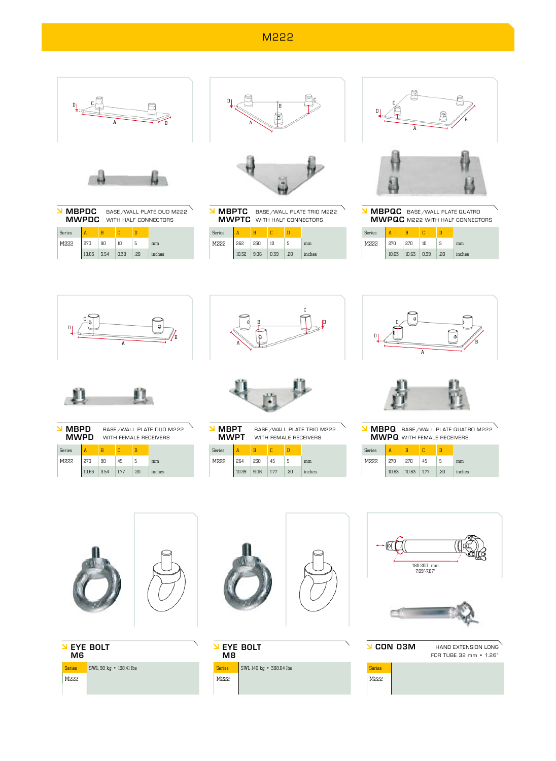# M222

## MBPDC / MWPDC
BASE/WALL PLATE DUO M222 WITH HALF CONNECTORS

| Series | A | B | C | D | |
|---|---|---|---|---|---|
| M222 | 270 | 90 | 10 | 5 | mm |
| | 10.63 | 3.54 | 0.39 | .20 | inches |

## MBPTC / MWPTC
BASE/WALL PLATE TRIO M222 WITH HALF CONNECTORS

| Series | A | B | C | D | |
|---|---|---|---|---|---|
| M222 | 262 | 230 | 10 | 5 | mm |
| | 10.32 | 9.06 | 0.39 | .20 | inches |

## MBPQC / MWPQC
BASE/WALL PLATE QUATRO M222 WITH HALF CONNECTORS

| Series | A | B | C | D | |
|---|---|---|---|---|---|
| M222 | 270 | 270 | 10 | 5 | mm |
| | 10.63 | 10.63 | 0.39 | .20 | inches |

## MBPD / MWPD
BASE/WALL PLATE DUO M222 WITH FEMALE RECEIVERS

| Series | A | B | C | D | |
|---|---|---|---|---|---|
| M222 | 270 | 90 | 45 | 5 | mm |
| | 10.63 | 3.54 | 1.77 | .20 | inches |

## MBPT / MWPT
BASE/WALL PLATE TRIO M222 WITH FEMALE RECEIVERS

| Series | A | B | C | D | |
|---|---|---|---|---|---|
| M222 | 264 | 230 | 45 | 5 | mm |
| | 10.39 | 9.06 | 1.77 | .20 | inches |

## MBPQ / MWPQ
BASE/WALL PLATE QUATRO M222 WITH FEMALE RECEIVERS

| Series | A | B | C | D | |
|---|---|---|---|---|---|
| M222 | 270 | 270 | 45 | 5 | mm |
| | 10.63 | 10.63 | 1.77 | .20 | inches |

## EYE BOLT M6

| Series | SWL 90 kg • 198.41 lbs |
|---|---|
| M222 | |

## EYE BOLT M8

| Series | SWL 140 kg • 308.64 lbs |
|---|---|
| M222 | |

## CON 03M
HAND EXTENSION LONG FOR TUBE 32 mm • 1.26"

180-200 mm
7.09"-7.87"

| Series | |
|---|---|
| M222 | |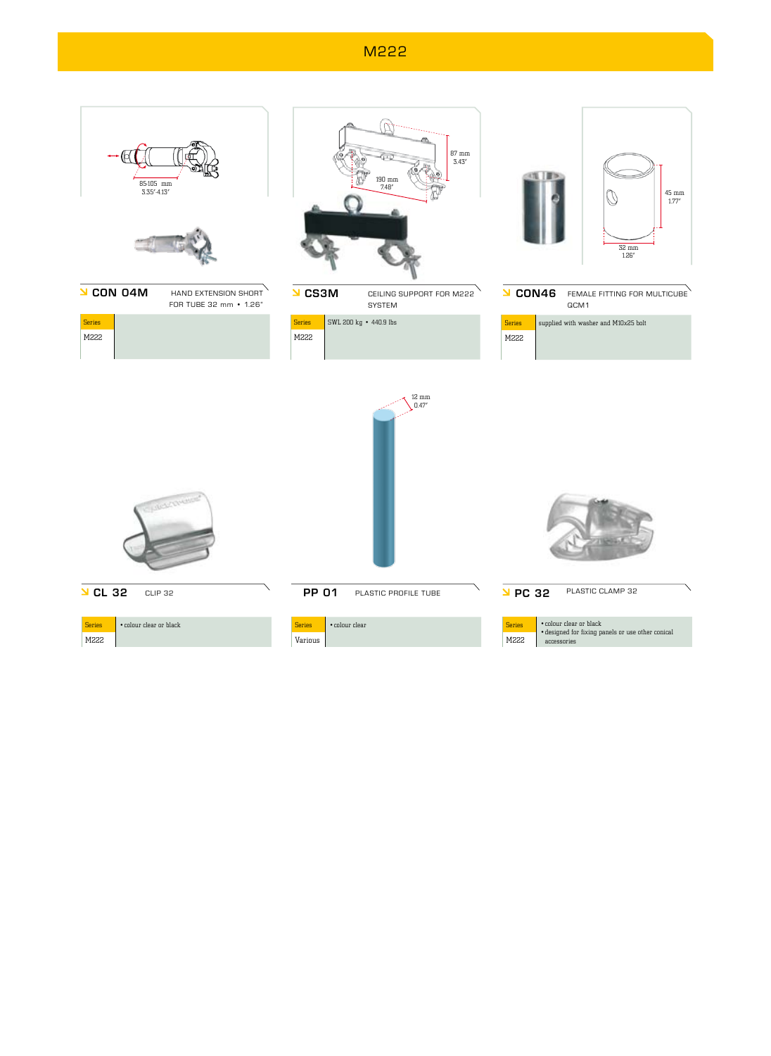# M222

85-105 mm
3.35"-4.13"

## CON 04M

HAND EXTENSION SHORT FOR TUBE 32 mm • 1.26"

| Series | |
|---|---|
| M222 | |

87 mm
3.43"

190 mm
7.48"

## CS3M

CEILING SUPPORT FOR M222 SYSTEM

| Series | SWL 200 kg • 440.9 lbs |
|---|---|
| M222 | |

45 mm
1.77"

32 mm
1.26"

## CON46

FEMALE FITTING FOR MULTICUBE QCM1

| Series | supplied with washer and M10x25 bolt |
|---|---|
| M222 | |

## CL 32

CLIP 32

| Series | • colour clear or black |
|---|---|
| M222 | |

12 mm
0.47"

## PP 01

PLASTIC PROFILE TUBE

| Series | • colour clear |
|---|---|
| Various | |

## PC 32

PLASTIC CLAMP 32

| Series | • colour clear or black<br>• designed for fixing panels or use other conical accessories |
|---|---|
| M222 | |